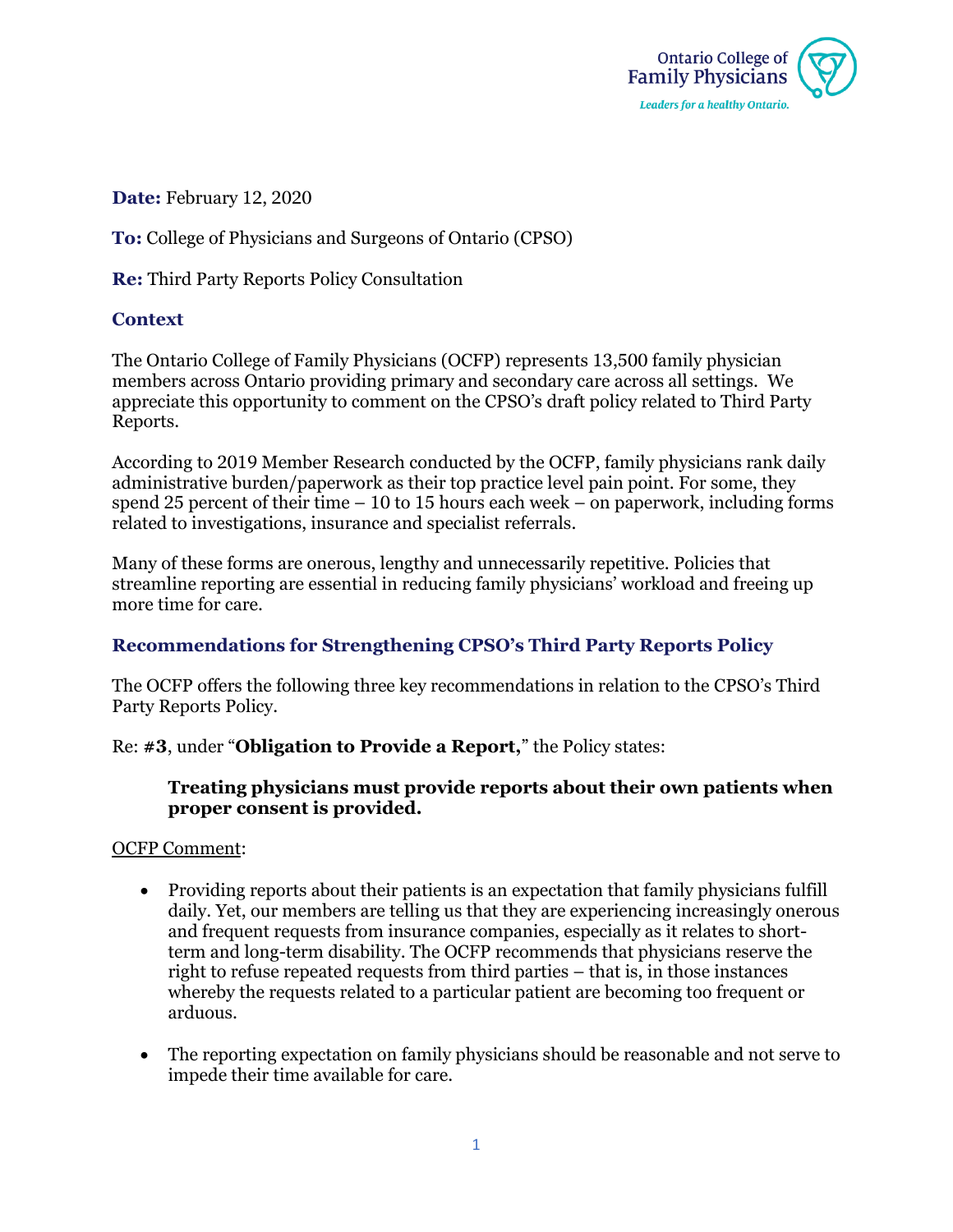Ontario College of Family Physicians

*Leaders for a healthy Ontario.*

**Date:** February 12, 2020

**To:** College of Physicians and Surgeons of Ontario (CPSO)

**Re:** Third Party Reports Policy Consultation

## Context

The Ontario College of Family Physicians (OCFP) represents 13,500 family physician members across Ontario providing primary and secondary care across all settings. We appreciate this opportunity to comment on the CPSO's draft policy related to Third Party Reports.

According to 2019 Member Research conducted by the OCFP, family physicians rank daily administrative burden/paperwork as their top practice level pain point. For some, they spend 25 percent of their time – 10 to 15 hours each week – on paperwork, including forms related to investigations, insurance and specialist referrals.

Many of these forms are onerous, lengthy and unnecessarily repetitive. Policies that streamline reporting are essential in reducing family physicians' workload and freeing up more time for care.

## Recommendations for Strengthening CPSO's Third Party Reports Policy

The OCFP offers the following three key recommendations in relation to the CPSO's Third Party Reports Policy.

Re: **#3**, under "**Obligation to Provide a Report**," the Policy states:

> **Treating physicians must provide reports about their own patients when proper consent is provided.**

<u>OCFP Comment</u>:

- Providing reports about their patients is an expectation that family physicians fulfill daily. Yet, our members are telling us that they are experiencing increasingly onerous and frequent requests from insurance companies, especially as it relates to short-term and long-term disability. The OCFP recommends that physicians reserve the right to refuse repeated requests from third parties – that is, in those instances whereby the requests related to a particular patient are becoming too frequent or arduous.
- The reporting expectation on family physicians should be reasonable and not serve to impede their time available for care.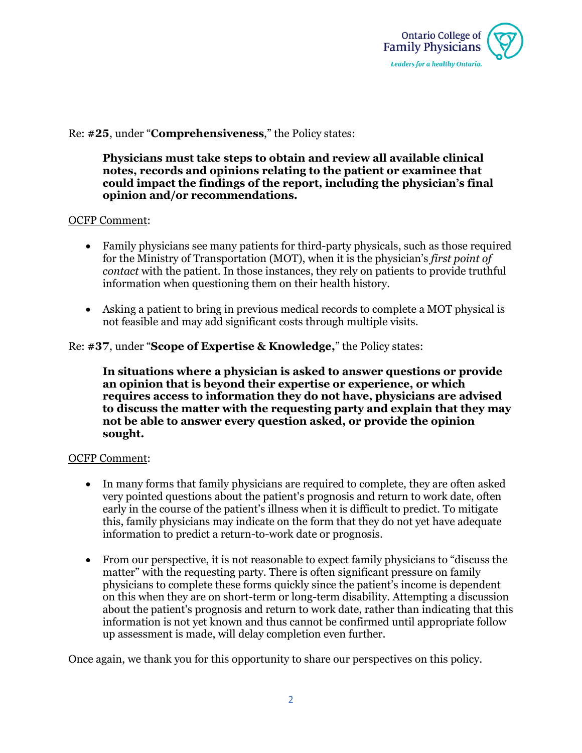Re: **#25**, under "**Comprehensiveness**," the Policy states:

> **Physicians must take steps to obtain and review all available clinical notes, records and opinions relating to the patient or examinee that could impact the findings of the report, including the physician's final opinion and/or recommendations.**

OCFP Comment:

- Family physicians see many patients for third-party physicals, such as those required for the Ministry of Transportation (MOT), when it is the physician's *first point of contact* with the patient. In those instances, they rely on patients to provide truthful information when questioning them on their health history.

- Asking a patient to bring in previous medical records to complete a MOT physical is not feasible and may add significant costs through multiple visits.

Re: **#37**, under "**Scope of Expertise & Knowledge,**" the Policy states:

> **In situations where a physician is asked to answer questions or provide an opinion that is beyond their expertise or experience, or which requires access to information they do not have, physicians are advised to discuss the matter with the requesting party and explain that they may not be able to answer every question asked, or provide the opinion sought.**

OCFP Comment:

- In many forms that family physicians are required to complete, they are often asked very pointed questions about the patient's prognosis and return to work date, often early in the course of the patient's illness when it is difficult to predict. To mitigate this, family physicians may indicate on the form that they do not yet have adequate information to predict a return-to-work date or prognosis.

- From our perspective, it is not reasonable to expect family physicians to "discuss the matter" with the requesting party. There is often significant pressure on family physicians to complete these forms quickly since the patient's income is dependent on this when they are on short-term or long-term disability. Attempting a discussion about the patient's prognosis and return to work date, rather than indicating that this information is not yet known and thus cannot be confirmed until appropriate follow up assessment is made, will delay completion even further.

Once again, we thank you for this opportunity to share our perspectives on this policy.